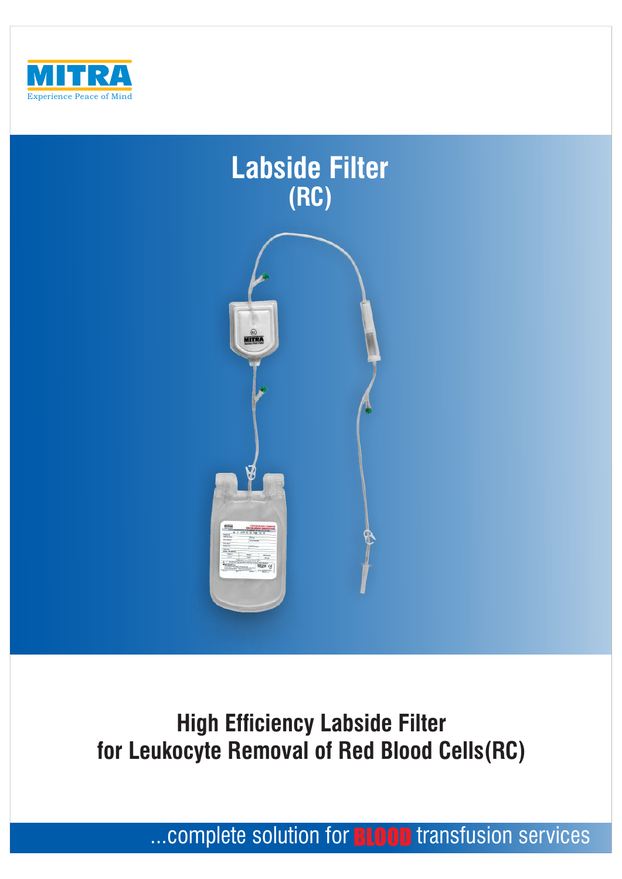MITRA

Experience Peace of Mind

# Labside Filter (RC)

## High Efficiency Labside Filter for Leukocyte Removal of Red Blood Cells(RC)

...complete solution for BLOOD transfusion services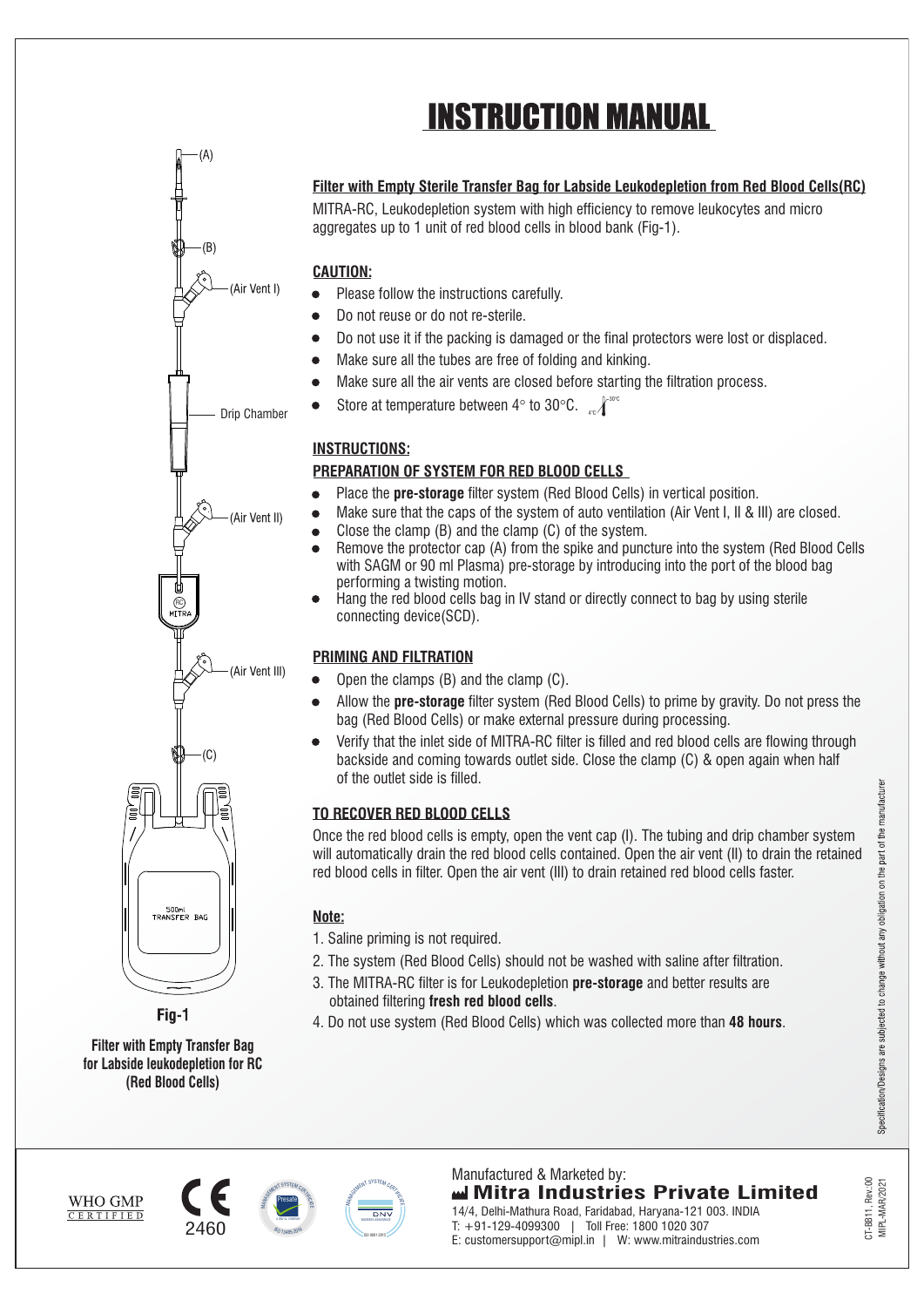# INSTRUCTION MANUAL

(A)

(B)

(Air Vent I)

Drip Chamber

(Air Vent II)

RC MITRA

(Air Vent III)

(C)

500ml TRANSFER BAG

**Fig-1**

**Filter with Empty Transfer Bag for Labside leukodepletion for RC (Red Blood Cells)**

## Filter with Empty Sterile Transfer Bag for Labside Leukodepletion from Red Blood Cells(RC)

MITRA-RC, Leukodepletion system with high efficiency to remove leukocytes and micro aggregates up to 1 unit of red blood cells in blood bank (Fig-1).

### CAUTION:

- Please follow the instructions carefully.
- Do not reuse or do not re-sterile.
- Do not use it if the packing is damaged or the final protectors were lost or displaced.
- Make sure all the tubes are free of folding and kinking.
- Make sure all the air vents are closed before starting the filtration process.
- Store at temperature between 4° to 30°C.

### INSTRUCTIONS:

#### PREPARATION OF SYSTEM FOR RED BLOOD CELLS

- Place the **pre-storage** filter system (Red Blood Cells) in vertical position.
- Make sure that the caps of the system of auto ventilation (Air Vent I, II & III) are closed.
- Close the clamp (B) and the clamp (C) of the system.
- Remove the protector cap (A) from the spike and puncture into the system (Red Blood Cells with SAGM or 90 ml Plasma) pre-storage by introducing into the port of the blood bag performing a twisting motion.
- Hang the red blood cells bag in IV stand or directly connect to bag by using sterile connecting device(SCD).

#### PRIMING AND FILTRATION

- Open the clamps (B) and the clamp (C).
- Allow the **pre-storage** filter system (Red Blood Cells) to prime by gravity. Do not press the bag (Red Blood Cells) or make external pressure during processing.
- Verify that the inlet side of MITRA-RC filter is filled and red blood cells are flowing through backside and coming towards outlet side. Close the clamp (C) & open again when half of the outlet side is filled.

#### TO RECOVER RED BLOOD CELLS

Once the red blood cells is empty, open the vent cap (I). The tubing and drip chamber system will automatically drain the red blood cells contained. Open the air vent (II) to drain the retained red blood cells in filter. Open the air vent (III) to drain retained red blood cells faster.

#### Note:

1. Saline priming is not required.
2. The system (Red Blood Cells) should not be washed with saline after filtration.
3. The MITRA-RC filter is for Leukodepletion **pre-storage** and better results are obtained filtering **fresh red blood cells**.
4. Do not use system (Red Blood Cells) which was collected more than **48 hours**.

Specification/Designs are subjected to change without any obligation on the part of the manufacturer

WHO GMP CERTIFIED

CE 2460

Manufactured & Marketed by:
**Mitra Industries Private Limited**
14/4, Delhi-Mathura Road, Faridabad, Haryana-121 003. INDIA
T: +91-129-4099300 | Toll Free: 1800 1020 307
E: customersupport@mipl.in | W: www.mitraindustries.com

CT-BB11, Rev.:00
MIPL-MAR/2021